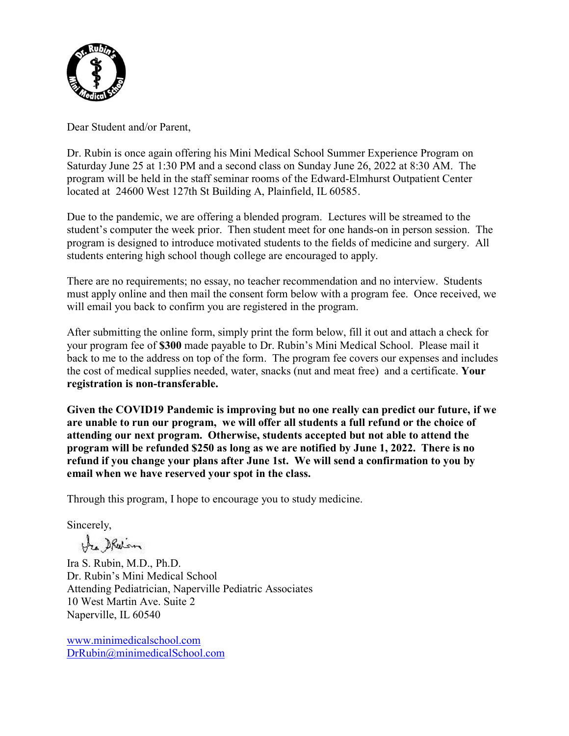Dear Student and/or Parent,

Dr. Rubin is once again offering his Mini Medical School Summer Experience Program on Saturday June 25 at 1:30 PM and a second class on Sunday June 26, 2022 at 8:30 AM. The program will be held in the staff seminar rooms of the Edward-Elmhurst Outpatient Center located at 24600 West 127th St Building A, Plainfield, IL 60585.

Due to the pandemic, we are offering a blended program. Lectures will be streamed to the student's computer the week prior. Then student meet for one hands-on in person session. The program is designed to introduce motivated students to the fields of medicine and surgery. All students entering high school though college are encouraged to apply.

There are no requirements; no essay, no teacher recommendation and no interview. Students must apply online and then mail the consent form below with a program fee. Once received, we will email you back to confirm you are registered in the program.

After submitting the online form, simply print the form below, fill it out and attach a check for your program fee of **$300** made payable to Dr. Rubin's Mini Medical School. Please mail it back to me to the address on top of the form. The program fee covers our expenses and includes the cost of medical supplies needed, water, snacks (nut and meat free) and a certificate. **Your registration is non-transferable.**

**Given the COVID19 Pandemic is improving but no one really can predict our future, if we are unable to run our program, we will offer all students a full refund or the choice of attending our next program. Otherwise, students accepted but not able to attend the program will be refunded $250 as long as we are notified by June 1, 2022. There is no refund if you change your plans after June 1st. We will send a confirmation to you by email when we have reserved your spot in the class.**

Through this program, I hope to encourage you to study medicine.

Sincerely,

Ira S. Rubin, M.D., Ph.D.
Dr. Rubin's Mini Medical School
Attending Pediatrician, Naperville Pediatric Associates
10 West Martin Ave. Suite 2
Naperville, IL 60540

www.minimedicalschool.com
DrRubin@minimedicalSchool.com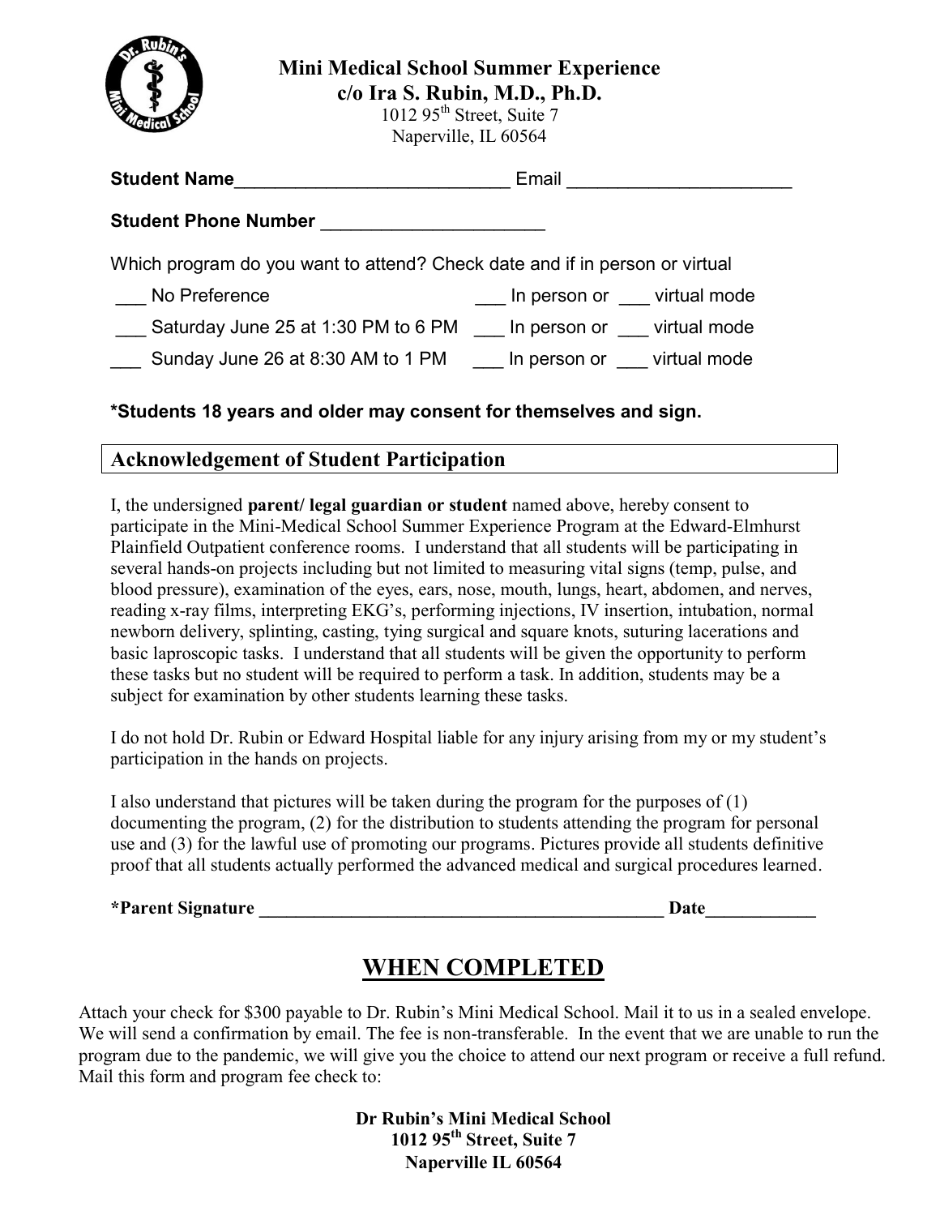**Mini Medical School Summer Experience**
**c/o Ira S. Rubin, M.D., Ph.D.**
1012 95th Street, Suite 7
Naperville, IL 60564

**Student Name**___________________________ Email ______________________

**Student Phone Number** ______________________

Which program do you want to attend? Check date and if in person or virtual

___ No Preference ___ In person or ___ virtual mode

___ Saturday June 25 at 1:30 PM to 6 PM ___ In person or ___ virtual mode

___ Sunday June 26 at 8:30 AM to 1 PM ___ In person or ___ virtual mode

**\*Students 18 years and older may consent for themselves and sign.**

## Acknowledgement of Student Participation

I, the undersigned **parent/ legal guardian or student** named above, hereby consent to participate in the Mini-Medical School Summer Experience Program at the Edward-Elmhurst Plainfield Outpatient conference rooms. I understand that all students will be participating in several hands-on projects including but not limited to measuring vital signs (temp, pulse, and blood pressure), examination of the eyes, ears, nose, mouth, lungs, heart, abdomen, and nerves, reading x-ray films, interpreting EKG's, performing injections, IV insertion, intubation, normal newborn delivery, splinting, casting, tying surgical and square knots, suturing lacerations and basic laproscopic tasks. I understand that all students will be given the opportunity to perform these tasks but no student will be required to perform a task. In addition, students may be a subject for examination by other students learning these tasks.

I do not hold Dr. Rubin or Edward Hospital liable for any injury arising from my or my student's participation in the hands on projects.

I also understand that pictures will be taken during the program for the purposes of (1) documenting the program, (2) for the distribution to students attending the program for personal use and (3) for the lawful use of promoting our programs. Pictures provide all students definitive proof that all students actually performed the advanced medical and surgical procedures learned.

**\*Parent Signature _____________________________________________ Date____________**

# WHEN COMPLETED

Attach your check for $300 payable to Dr. Rubin's Mini Medical School. Mail it to us in a sealed envelope. We will send a confirmation by email. The fee is non-transferable. In the event that we are unable to run the program due to the pandemic, we will give you the choice to attend our next program or receive a full refund. Mail this form and program fee check to:

**Dr Rubin's Mini Medical School**
**1012 95th Street, Suite 7**
**Naperville IL 60564**